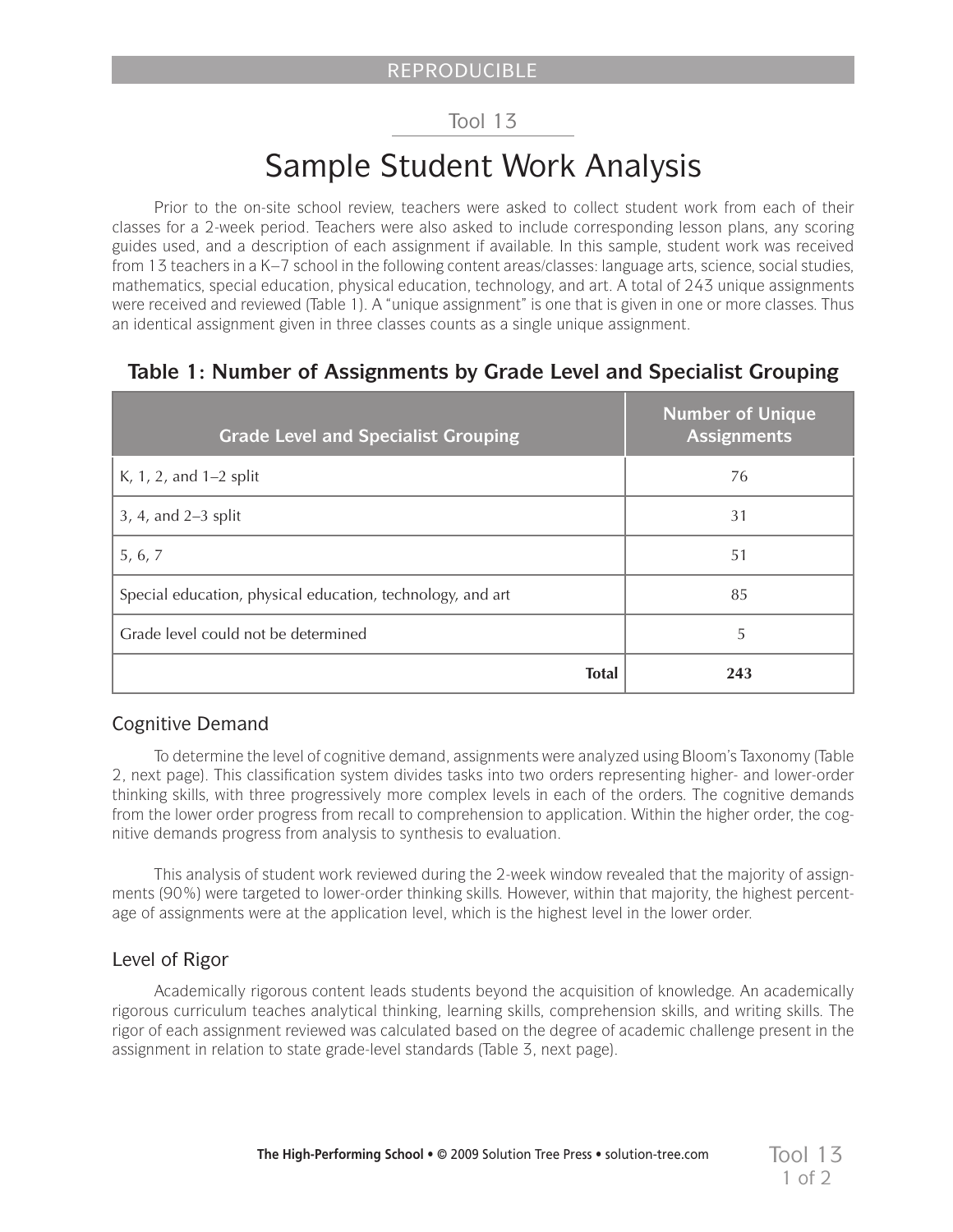REPRODUCIBLE

Tool 13

# Sample Student Work Analysis

Prior to the on-site school review, teachers were asked to collect student work from each of their classes for a 2-week period. Teachers were also asked to include corresponding lesson plans, any scoring guides used, and a description of each assignment if available. In this sample, student work was received from 13 teachers in a K–7 school in the following content areas/classes: language arts, science, social studies, mathematics, special education, physical education, technology, and art. A total of 243 unique assignments were received and reviewed (Table 1). A "unique assignment" is one that is given in one or more classes. Thus an identical assignment given in three classes counts as a single unique assignment.

**Table 1: Number of Assignments by Grade Level and Specialist Grouping**

| Grade Level and Specialist Grouping | Number of Unique Assignments |
|---|---|
| K, 1, 2, and 1–2 split | 76 |
| 3, 4, and 2–3 split | 31 |
| 5, 6, 7 | 51 |
| Special education, physical education, technology, and art | 85 |
| Grade level could not be determined | 5 |
| **Total** | **243** |

## Cognitive Demand

To determine the level of cognitive demand, assignments were analyzed using Bloom's Taxonomy (Table 2, next page). This classification system divides tasks into two orders representing higher- and lower-order thinking skills, with three progressively more complex levels in each of the orders. The cognitive demands from the lower order progress from recall to comprehension to application. Within the higher order, the cognitive demands progress from analysis to synthesis to evaluation.

This analysis of student work reviewed during the 2-week window revealed that the majority of assignments (90%) were targeted to lower-order thinking skills. However, within that majority, the highest percentage of assignments were at the application level, which is the highest level in the lower order.

## Level of Rigor

Academically rigorous content leads students beyond the acquisition of knowledge. An academically rigorous curriculum teaches analytical thinking, learning skills, comprehension skills, and writing skills. The rigor of each assignment reviewed was calculated based on the degree of academic challenge present in the assignment in relation to state grade-level standards (Table 3, next page).

**The High-Performing School** • © 2009 Solution Tree Press • solution-tree.com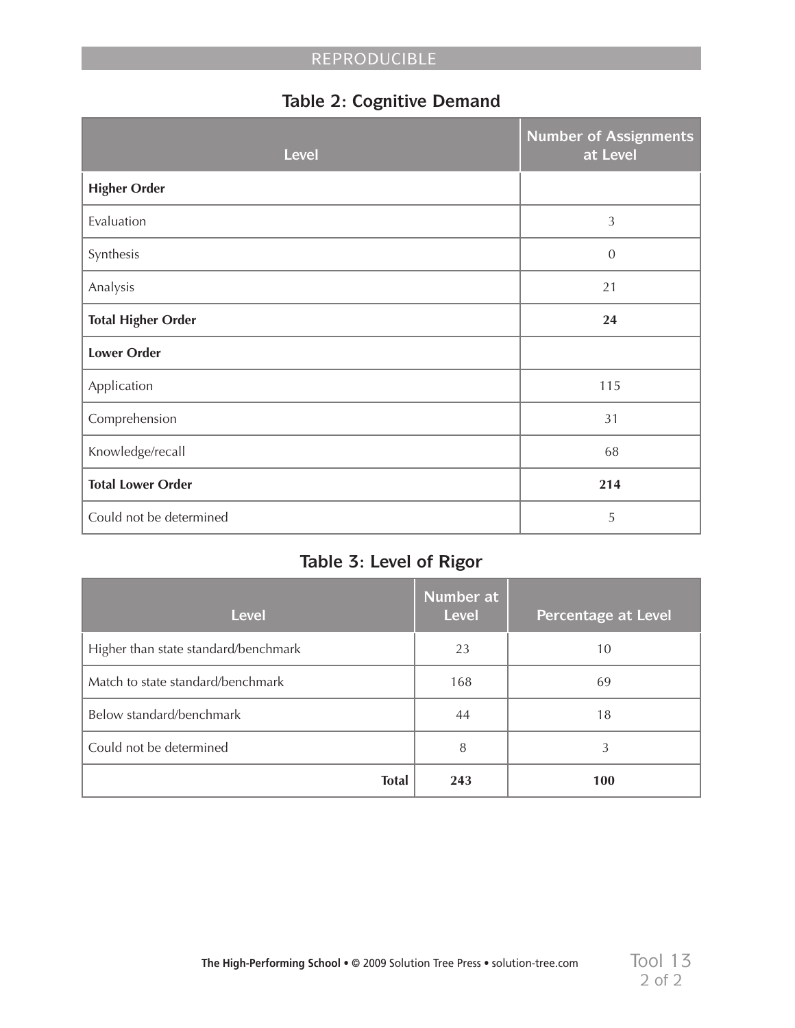## Table 2: Cognitive Demand

| Level | Number of Assignments at Level |
| --- | --- |
| **Higher Order** | |
| Evaluation | 3 |
| Synthesis | 0 |
| Analysis | 21 |
| **Total Higher Order** | **24** |
| **Lower Order** | |
| Application | 115 |
| Comprehension | 31 |
| Knowledge/recall | 68 |
| **Total Lower Order** | **214** |
| Could not be determined | 5 |

## Table 3: Level of Rigor

| Level | Number at Level | Percentage at Level |
| --- | --- | --- |
| Higher than state standard/benchmark | 23 | 10 |
| Match to state standard/benchmark | 168 | 69 |
| Below standard/benchmark | 44 | 18 |
| Could not be determined | 8 | 3 |
| **Total** | **243** | **100** |